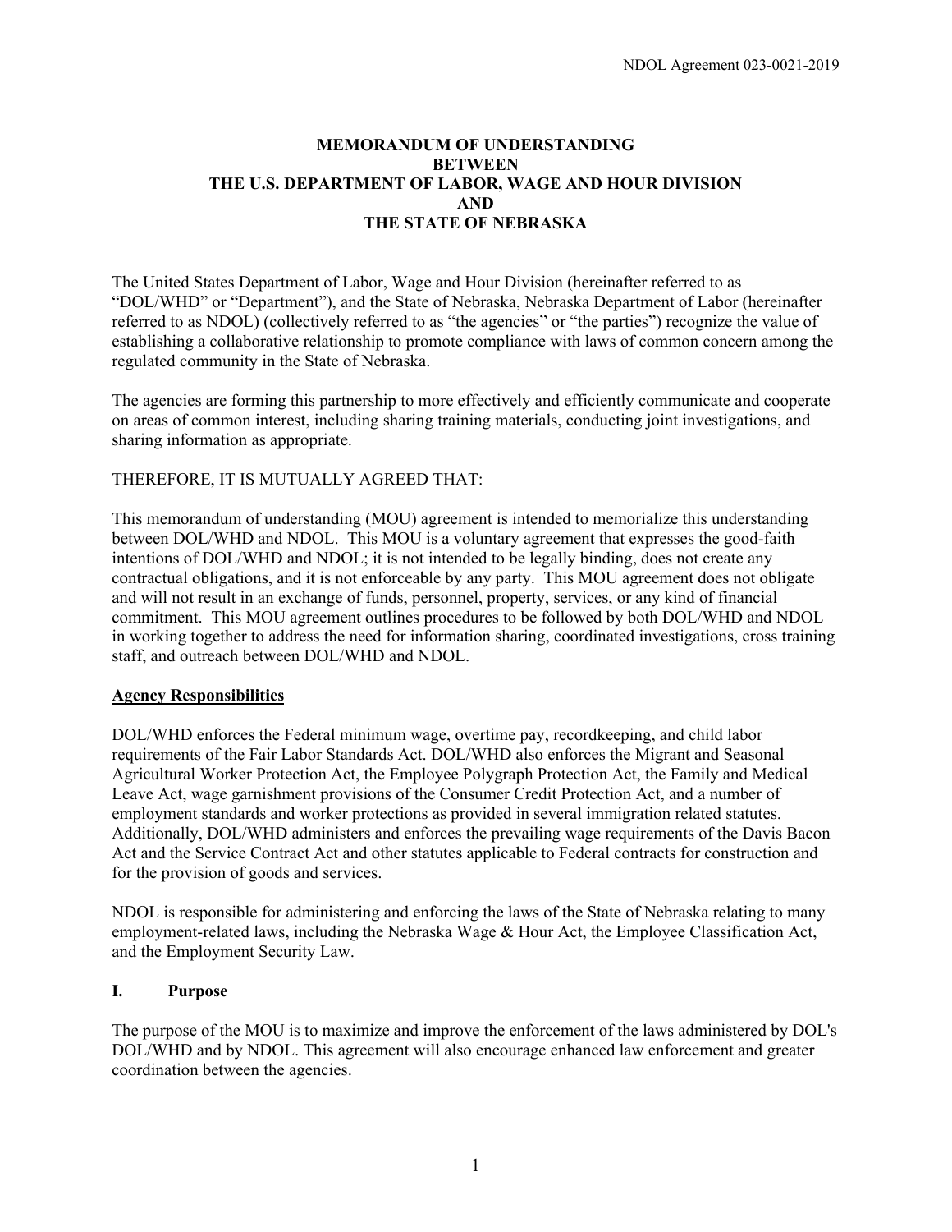# MEMORANDUM OF UNDERSTANDING BETWEEN THE U.S. DEPARTMENT OF LABOR, WAGE AND HOUR DIVISION AND THE STATE OF NEBRASKA

The United States Department of Labor, Wage and Hour Division (hereinafter referred to as "DOL/WHD" or "Department"), and the State of Nebraska, Nebraska Department of Labor (hereinafter referred to as NDOL) (collectively referred to as "the agencies" or "the parties") recognize the value of establishing a collaborative relationship to promote compliance with laws of common concern among the regulated community in the State of Nebraska.

The agencies are forming this partnership to more effectively and efficiently communicate and cooperate on areas of common interest, including sharing training materials, conducting joint investigations, and sharing information as appropriate.

THEREFORE, IT IS MUTUALLY AGREED THAT:

This memorandum of understanding (MOU) agreement is intended to memorialize this understanding between DOL/WHD and NDOL. This MOU is a voluntary agreement that expresses the good-faith intentions of DOL/WHD and NDOL; it is not intended to be legally binding, does not create any contractual obligations, and it is not enforceable by any party. This MOU agreement does not obligate and will not result in an exchange of funds, personnel, property, services, or any kind of financial commitment. This MOU agreement outlines procedures to be followed by both DOL/WHD and NDOL in working together to address the need for information sharing, coordinated investigations, cross training staff, and outreach between DOL/WHD and NDOL.

## Agency Responsibilities

DOL/WHD enforces the Federal minimum wage, overtime pay, recordkeeping, and child labor requirements of the Fair Labor Standards Act. DOL/WHD also enforces the Migrant and Seasonal Agricultural Worker Protection Act, the Employee Polygraph Protection Act, the Family and Medical Leave Act, wage garnishment provisions of the Consumer Credit Protection Act, and a number of employment standards and worker protections as provided in several immigration related statutes. Additionally, DOL/WHD administers and enforces the prevailing wage requirements of the Davis Bacon Act and the Service Contract Act and other statutes applicable to Federal contracts for construction and for the provision of goods and services.

NDOL is responsible for administering and enforcing the laws of the State of Nebraska relating to many employment-related laws, including the Nebraska Wage & Hour Act, the Employee Classification Act, and the Employment Security Law.

## I. Purpose

The purpose of the MOU is to maximize and improve the enforcement of the laws administered by DOL's DOL/WHD and by NDOL. This agreement will also encourage enhanced law enforcement and greater coordination between the agencies.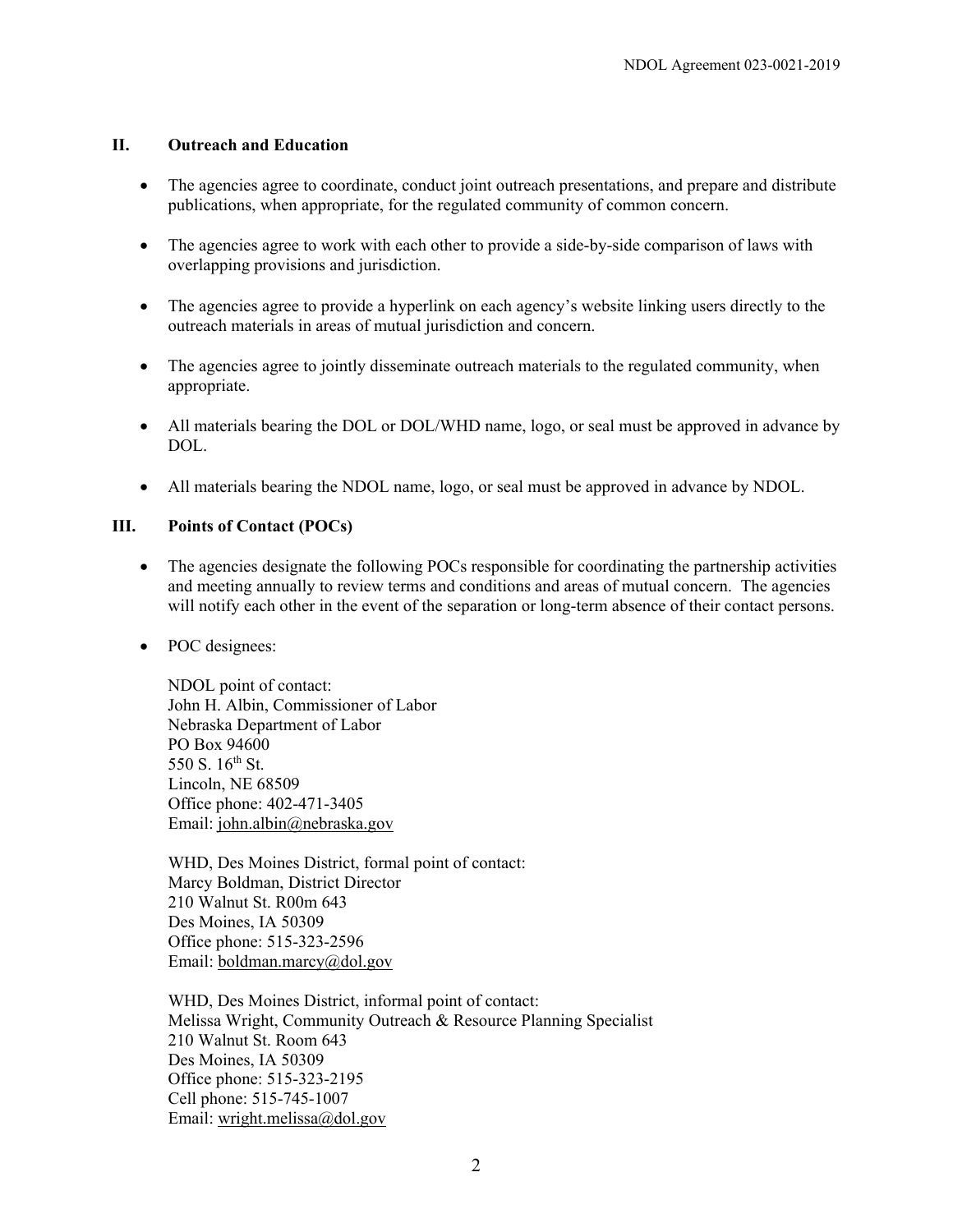## II. Outreach and Education

- The agencies agree to coordinate, conduct joint outreach presentations, and prepare and distribute publications, when appropriate, for the regulated community of common concern.
- The agencies agree to work with each other to provide a side-by-side comparison of laws with overlapping provisions and jurisdiction.
- The agencies agree to provide a hyperlink on each agency's website linking users directly to the outreach materials in areas of mutual jurisdiction and concern.
- The agencies agree to jointly disseminate outreach materials to the regulated community, when appropriate.
- All materials bearing the DOL or DOL/WHD name, logo, or seal must be approved in advance by DOL.
- All materials bearing the NDOL name, logo, or seal must be approved in advance by NDOL.

## III. Points of Contact (POCs)

- The agencies designate the following POCs responsible for coordinating the partnership activities and meeting annually to review terms and conditions and areas of mutual concern. The agencies will notify each other in the event of the separation or long-term absence of their contact persons.
- POC designees:

  NDOL point of contact:
  John H. Albin, Commissioner of Labor
  Nebraska Department of Labor
  PO Box 94600
  550 S. 16th St.
  Lincoln, NE 68509
  Office phone: 402-471-3405
  Email: john.albin@nebraska.gov

  WHD, Des Moines District, formal point of contact:
  Marcy Boldman, District Director
  210 Walnut St. R00m 643
  Des Moines, IA 50309
  Office phone: 515-323-2596
  Email: boldman.marcy@dol.gov

  WHD, Des Moines District, informal point of contact:
  Melissa Wright, Community Outreach & Resource Planning Specialist
  210 Walnut St. Room 643
  Des Moines, IA 50309
  Office phone: 515-323-2195
  Cell phone: 515-745-1007
  Email: wright.melissa@dol.gov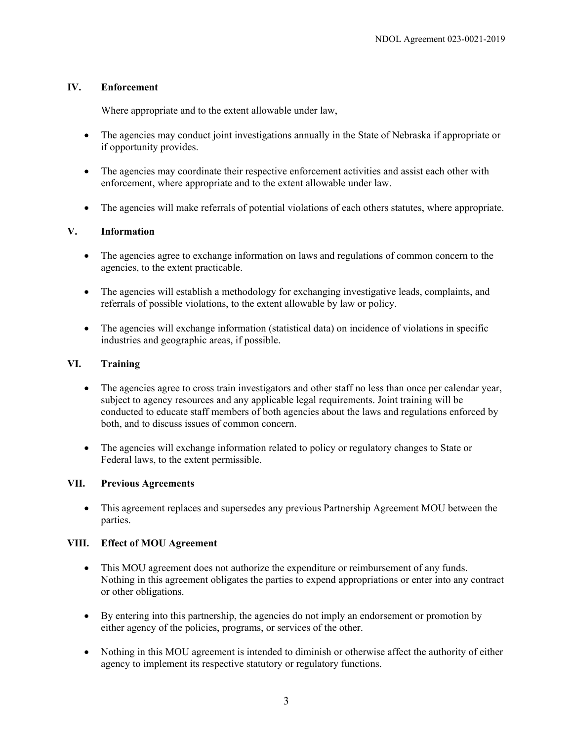## IV. Enforcement

Where appropriate and to the extent allowable under law,

- The agencies may conduct joint investigations annually in the State of Nebraska if appropriate or if opportunity provides.
- The agencies may coordinate their respective enforcement activities and assist each other with enforcement, where appropriate and to the extent allowable under law.
- The agencies will make referrals of potential violations of each others statutes, where appropriate.

## V. Information

- The agencies agree to exchange information on laws and regulations of common concern to the agencies, to the extent practicable.
- The agencies will establish a methodology for exchanging investigative leads, complaints, and referrals of possible violations, to the extent allowable by law or policy.
- The agencies will exchange information (statistical data) on incidence of violations in specific industries and geographic areas, if possible.

## VI. Training

- The agencies agree to cross train investigators and other staff no less than once per calendar year, subject to agency resources and any applicable legal requirements. Joint training will be conducted to educate staff members of both agencies about the laws and regulations enforced by both, and to discuss issues of common concern.
- The agencies will exchange information related to policy or regulatory changes to State or Federal laws, to the extent permissible.

## VII. Previous Agreements

- This agreement replaces and supersedes any previous Partnership Agreement MOU between the parties.

## VIII. Effect of MOU Agreement

- This MOU agreement does not authorize the expenditure or reimbursement of any funds. Nothing in this agreement obligates the parties to expend appropriations or enter into any contract or other obligations.
- By entering into this partnership, the agencies do not imply an endorsement or promotion by either agency of the policies, programs, or services of the other.
- Nothing in this MOU agreement is intended to diminish or otherwise affect the authority of either agency to implement its respective statutory or regulatory functions.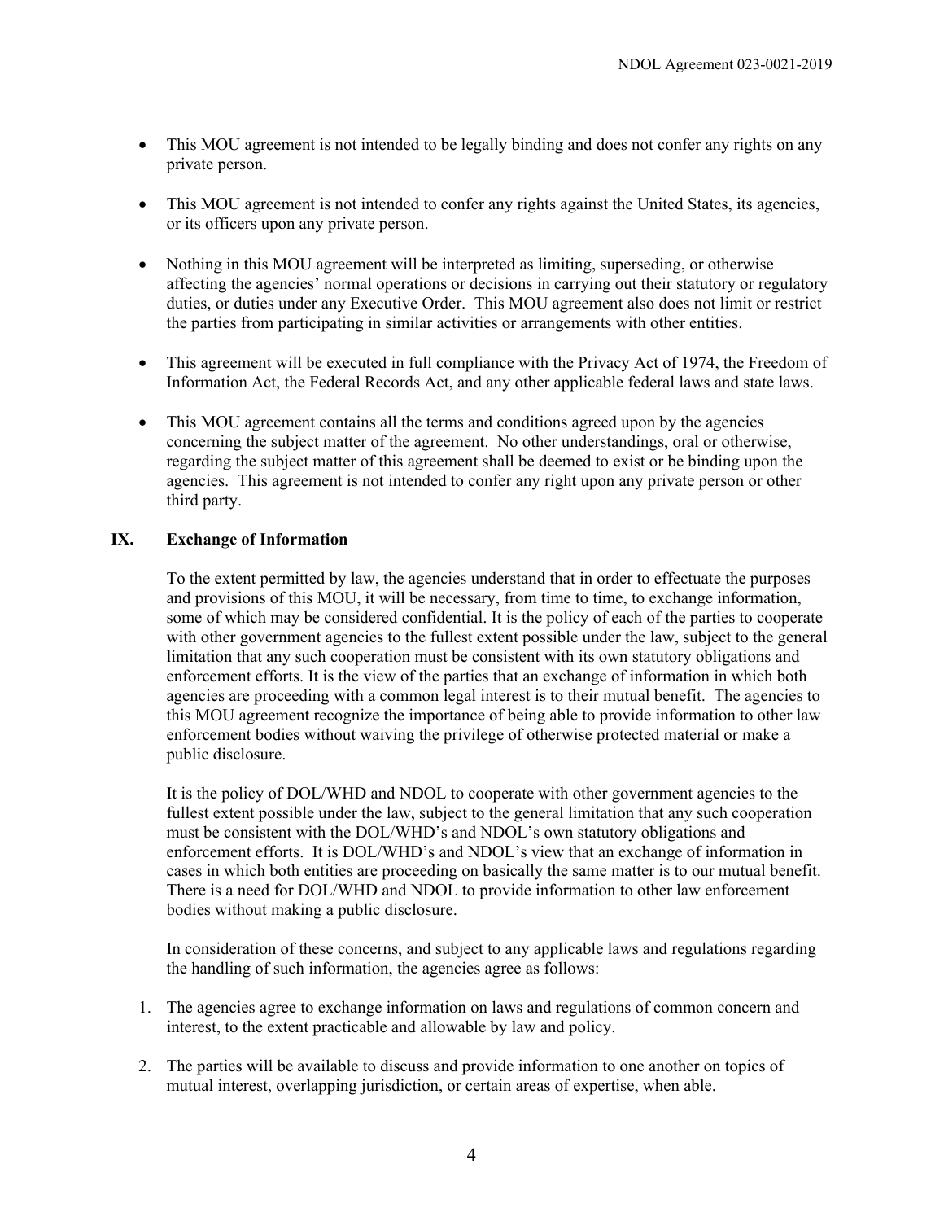- This MOU agreement is not intended to be legally binding and does not confer any rights on any private person.
- This MOU agreement is not intended to confer any rights against the United States, its agencies, or its officers upon any private person.
- Nothing in this MOU agreement will be interpreted as limiting, superseding, or otherwise affecting the agencies' normal operations or decisions in carrying out their statutory or regulatory duties, or duties under any Executive Order. This MOU agreement also does not limit or restrict the parties from participating in similar activities or arrangements with other entities.
- This agreement will be executed in full compliance with the Privacy Act of 1974, the Freedom of Information Act, the Federal Records Act, and any other applicable federal laws and state laws.
- This MOU agreement contains all the terms and conditions agreed upon by the agencies concerning the subject matter of the agreement. No other understandings, oral or otherwise, regarding the subject matter of this agreement shall be deemed to exist or be binding upon the agencies. This agreement is not intended to confer any right upon any private person or other third party.

## IX. Exchange of Information

To the extent permitted by law, the agencies understand that in order to effectuate the purposes and provisions of this MOU, it will be necessary, from time to time, to exchange information, some of which may be considered confidential. It is the policy of each of the parties to cooperate with other government agencies to the fullest extent possible under the law, subject to the general limitation that any such cooperation must be consistent with its own statutory obligations and enforcement efforts. It is the view of the parties that an exchange of information in which both agencies are proceeding with a common legal interest is to their mutual benefit. The agencies to this MOU agreement recognize the importance of being able to provide information to other law enforcement bodies without waiving the privilege of otherwise protected material or make a public disclosure.

It is the policy of DOL/WHD and NDOL to cooperate with other government agencies to the fullest extent possible under the law, subject to the general limitation that any such cooperation must be consistent with the DOL/WHD's and NDOL's own statutory obligations and enforcement efforts. It is DOL/WHD's and NDOL's view that an exchange of information in cases in which both entities are proceeding on basically the same matter is to our mutual benefit. There is a need for DOL/WHD and NDOL to provide information to other law enforcement bodies without making a public disclosure.

In consideration of these concerns, and subject to any applicable laws and regulations regarding the handling of such information, the agencies agree as follows:

1. The agencies agree to exchange information on laws and regulations of common concern and interest, to the extent practicable and allowable by law and policy.
2. The parties will be available to discuss and provide information to one another on topics of mutual interest, overlapping jurisdiction, or certain areas of expertise, when able.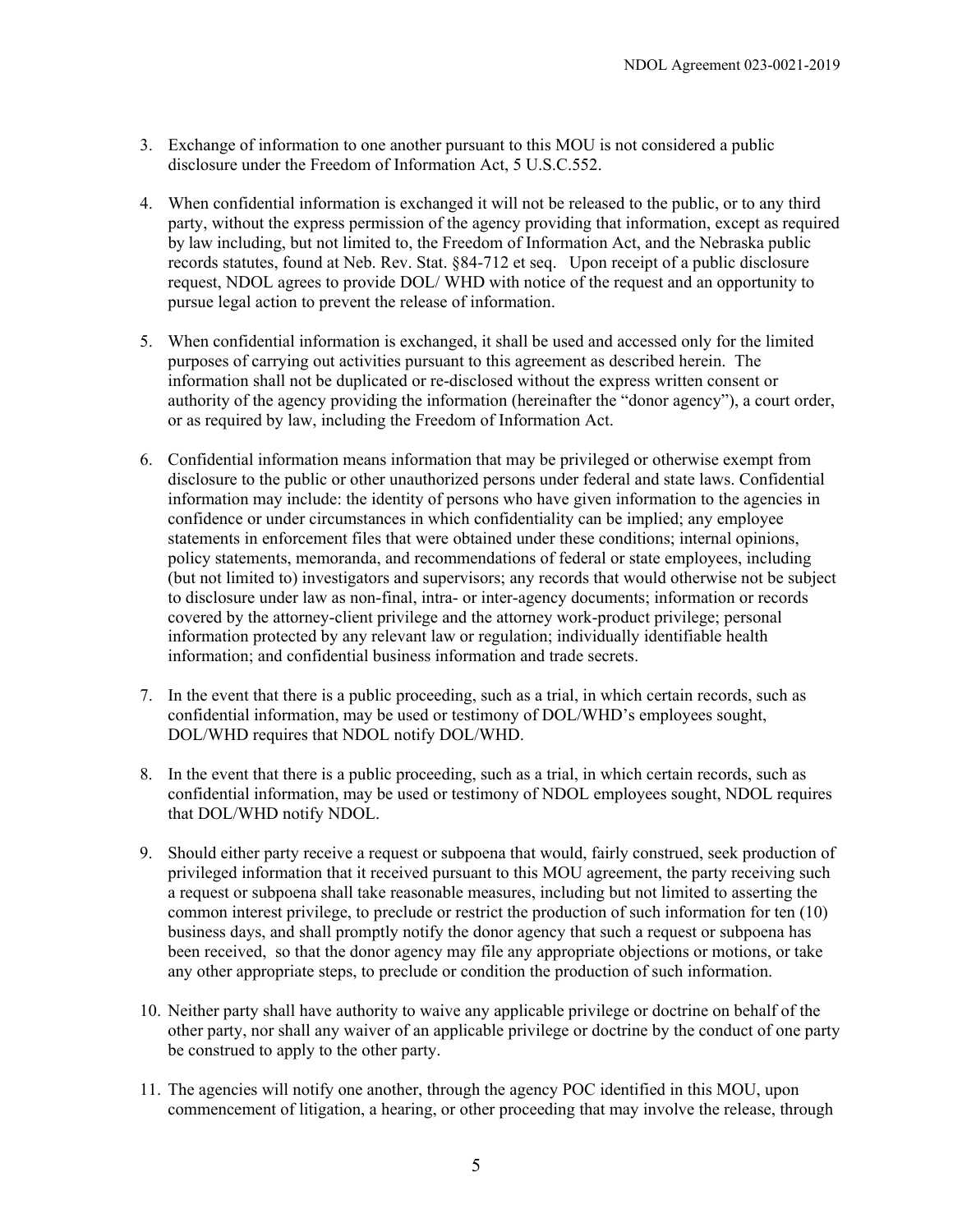3. Exchange of information to one another pursuant to this MOU is not considered a public disclosure under the Freedom of Information Act, 5 U.S.C.552.

4. When confidential information is exchanged it will not be released to the public, or to any third party, without the express permission of the agency providing that information, except as required by law including, but not limited to, the Freedom of Information Act, and the Nebraska public records statutes, found at Neb. Rev. Stat. §84-712 et seq. Upon receipt of a public disclosure request, NDOL agrees to provide DOL/ WHD with notice of the request and an opportunity to pursue legal action to prevent the release of information.

5. When confidential information is exchanged, it shall be used and accessed only for the limited purposes of carrying out activities pursuant to this agreement as described herein. The information shall not be duplicated or re-disclosed without the express written consent or authority of the agency providing the information (hereinafter the "donor agency"), a court order, or as required by law, including the Freedom of Information Act.

6. Confidential information means information that may be privileged or otherwise exempt from disclosure to the public or other unauthorized persons under federal and state laws. Confidential information may include: the identity of persons who have given information to the agencies in confidence or under circumstances in which confidentiality can be implied; any employee statements in enforcement files that were obtained under these conditions; internal opinions, policy statements, memoranda, and recommendations of federal or state employees, including (but not limited to) investigators and supervisors; any records that would otherwise not be subject to disclosure under law as non-final, intra- or inter-agency documents; information or records covered by the attorney-client privilege and the attorney work-product privilege; personal information protected by any relevant law or regulation; individually identifiable health information; and confidential business information and trade secrets.

7. In the event that there is a public proceeding, such as a trial, in which certain records, such as confidential information, may be used or testimony of DOL/WHD's employees sought, DOL/WHD requires that NDOL notify DOL/WHD.

8. In the event that there is a public proceeding, such as a trial, in which certain records, such as confidential information, may be used or testimony of NDOL employees sought, NDOL requires that DOL/WHD notify NDOL.

9. Should either party receive a request or subpoena that would, fairly construed, seek production of privileged information that it received pursuant to this MOU agreement, the party receiving such a request or subpoena shall take reasonable measures, including but not limited to asserting the common interest privilege, to preclude or restrict the production of such information for ten (10) business days, and shall promptly notify the donor agency that such a request or subpoena has been received, so that the donor agency may file any appropriate objections or motions, or take any other appropriate steps, to preclude or condition the production of such information.

10. Neither party shall have authority to waive any applicable privilege or doctrine on behalf of the other party, nor shall any waiver of an applicable privilege or doctrine by the conduct of one party be construed to apply to the other party.

11. The agencies will notify one another, through the agency POC identified in this MOU, upon commencement of litigation, a hearing, or other proceeding that may involve the release, through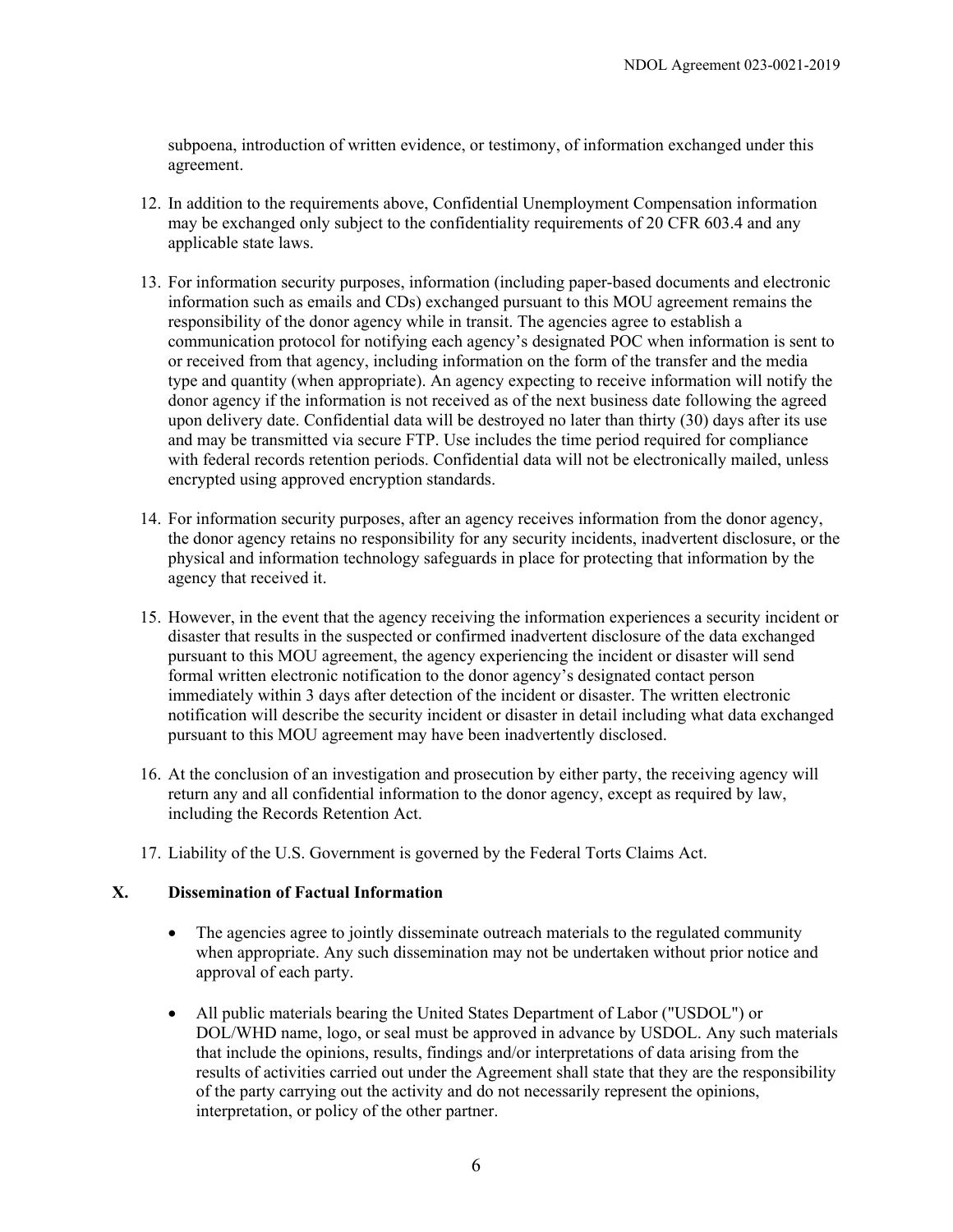subpoena, introduction of written evidence, or testimony, of information exchanged under this agreement.

12. In addition to the requirements above, Confidential Unemployment Compensation information may be exchanged only subject to the confidentiality requirements of 20 CFR 603.4 and any applicable state laws.

13. For information security purposes, information (including paper-based documents and electronic information such as emails and CDs) exchanged pursuant to this MOU agreement remains the responsibility of the donor agency while in transit. The agencies agree to establish a communication protocol for notifying each agency's designated POC when information is sent to or received from that agency, including information on the form of the transfer and the media type and quantity (when appropriate). An agency expecting to receive information will notify the donor agency if the information is not received as of the next business date following the agreed upon delivery date. Confidential data will be destroyed no later than thirty (30) days after its use and may be transmitted via secure FTP. Use includes the time period required for compliance with federal records retention periods. Confidential data will not be electronically mailed, unless encrypted using approved encryption standards.

14. For information security purposes, after an agency receives information from the donor agency, the donor agency retains no responsibility for any security incidents, inadvertent disclosure, or the physical and information technology safeguards in place for protecting that information by the agency that received it.

15. However, in the event that the agency receiving the information experiences a security incident or disaster that results in the suspected or confirmed inadvertent disclosure of the data exchanged pursuant to this MOU agreement, the agency experiencing the incident or disaster will send formal written electronic notification to the donor agency's designated contact person immediately within 3 days after detection of the incident or disaster. The written electronic notification will describe the security incident or disaster in detail including what data exchanged pursuant to this MOU agreement may have been inadvertently disclosed.

16. At the conclusion of an investigation and prosecution by either party, the receiving agency will return any and all confidential information to the donor agency, except as required by law, including the Records Retention Act.

17. Liability of the U.S. Government is governed by the Federal Torts Claims Act.

## X. Dissemination of Factual Information

- The agencies agree to jointly disseminate outreach materials to the regulated community when appropriate. Any such dissemination may not be undertaken without prior notice and approval of each party.

- All public materials bearing the United States Department of Labor ("USDOL") or DOL/WHD name, logo, or seal must be approved in advance by USDOL. Any such materials that include the opinions, results, findings and/or interpretations of data arising from the results of activities carried out under the Agreement shall state that they are the responsibility of the party carrying out the activity and do not necessarily represent the opinions, interpretation, or policy of the other partner.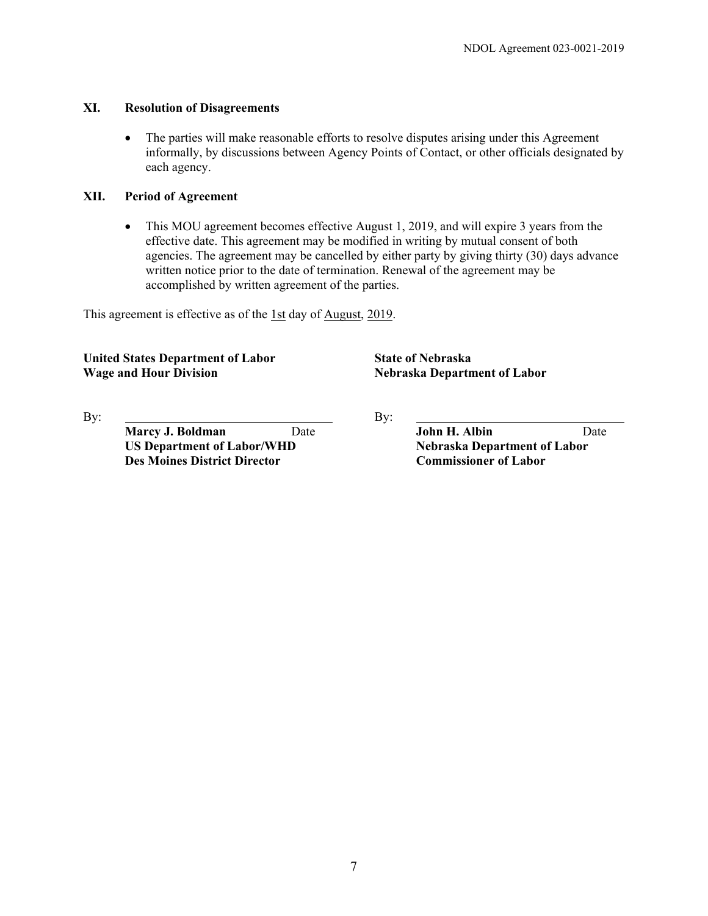## XI. Resolution of Disagreements

- The parties will make reasonable efforts to resolve disputes arising under this Agreement informally, by discussions between Agency Points of Contact, or other officials designated by each agency.

## XII. Period of Agreement

- This MOU agreement becomes effective August 1, 2019, and will expire 3 years from the effective date. This agreement may be modified in writing by mutual consent of both agencies. The agreement may be cancelled by either party by giving thirty (30) days advance written notice prior to the date of termination. Renewal of the agreement may be accomplished by written agreement of the parties.

This agreement is effective as of the 1st day of August, 2019.

**United States Department of Labor**
**Wage and Hour Division**

By: \_\_\_\_\_\_\_\_\_\_\_\_\_\_\_\_\_\_\_\_\_\_\_\_\_\_\_\_\_\_

**Marcy J. Boldman** Date
**US Department of Labor/WHD**
**Des Moines District Director**

**State of Nebraska**
**Nebraska Department of Labor**

By: \_\_\_\_\_\_\_\_\_\_\_\_\_\_\_\_\_\_\_\_\_\_\_\_\_\_\_\_\_\_

**John H. Albin** Date
**Nebraska Department of Labor**
**Commissioner of Labor**